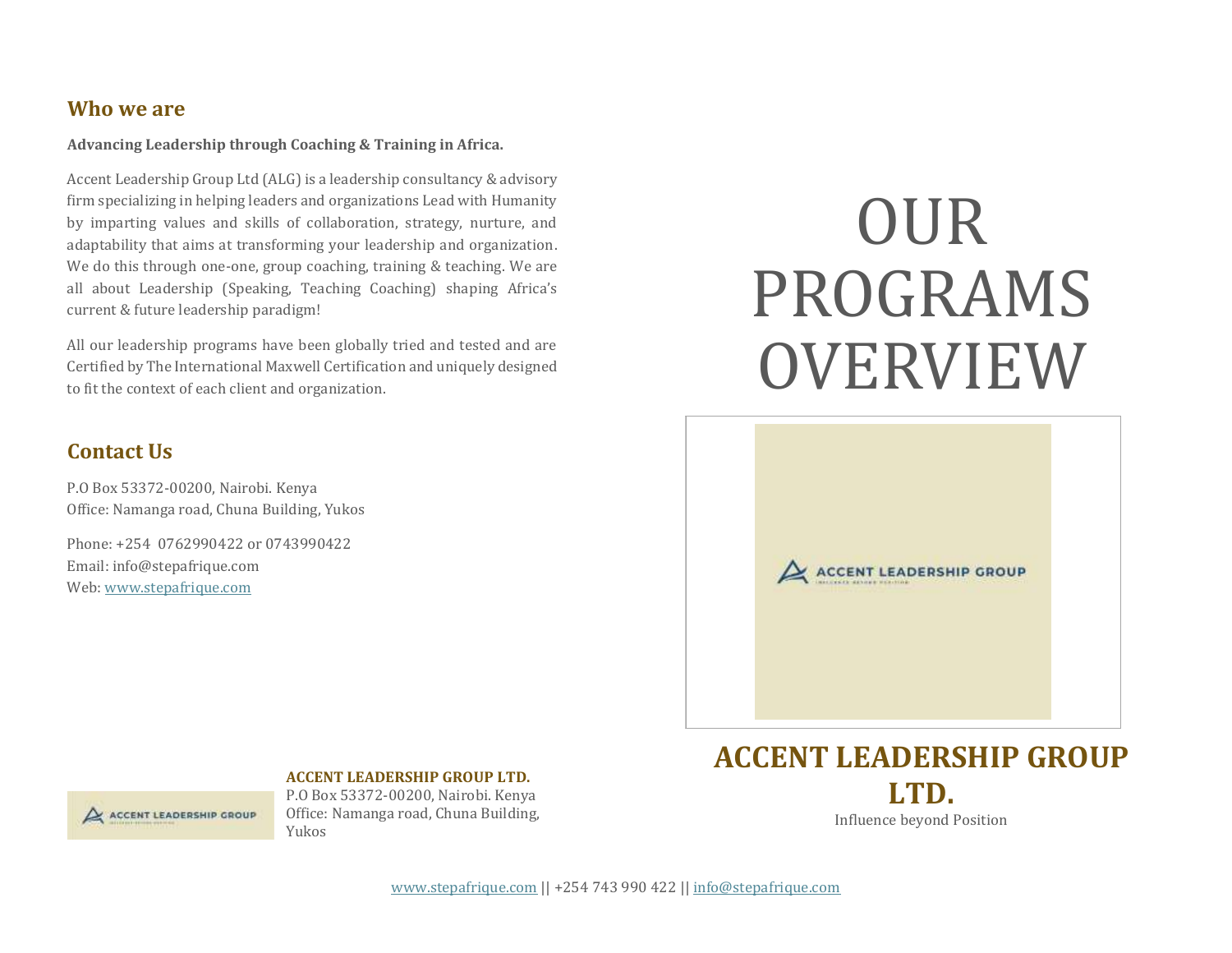## Who we are

**Advancing Leadership through Coaching & Training in Africa.**

Accent Leadership Group Ltd (ALG) is a leadership consultancy & advisory firm specializing in helping leaders and organizations Lead with Humanity by imparting values and skills of collaboration, strategy, nurture, and adaptability that aims at transforming your leadership and organization. We do this through one-one, group coaching, training & teaching. We are all about Leadership (Speaking, Teaching Coaching) shaping Africa's current & future leadership paradigm!

All our leadership programs have been globally tried and tested and are Certified by The International Maxwell Certification and uniquely designed to fit the context of each client and organization.

## Contact Us

P.O Box 53372-00200, Nairobi. Kenya
Office: Namanga road, Chuna Building, Yukos

Phone: +254 0762990422 or 0743990422
Email: info@stepafrique.com
Web: www.stepafrique.com

**ACCENT LEADERSHIP GROUP LTD.**
P.O Box 53372-00200, Nairobi. Kenya
Office: Namanga road, Chuna Building, Yukos

# OUR PROGRAMS OVERVIEW

## ACCENT LEADERSHIP GROUP LTD.

Influence beyond Position

www.stepafrique.com || +254 743 990 422 || info@stepafrique.com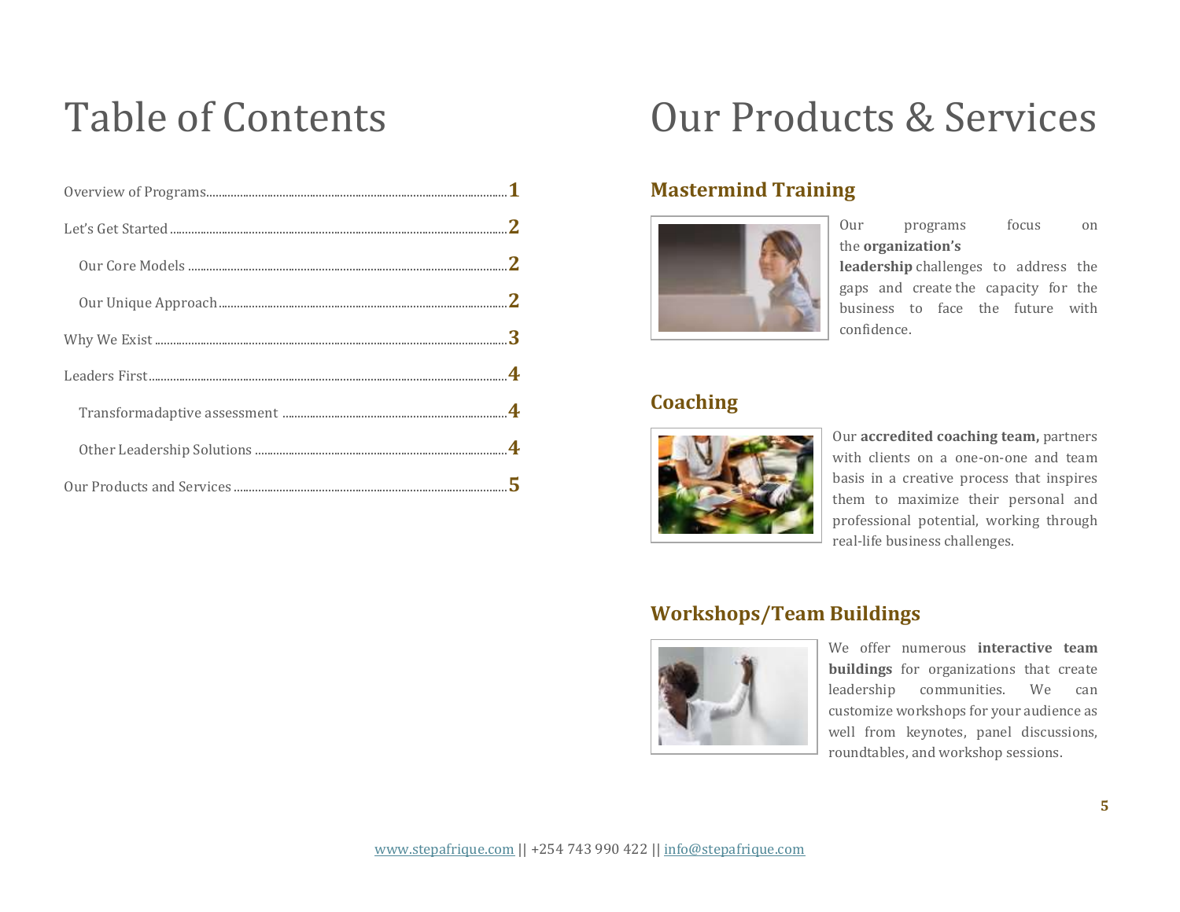# Table of Contents

| | |
|---|---|
| Overview of Programs | **1** |
| Let's Get Started | **2** |
| Our Core Models | **2** |
| Our Unique Approach | **2** |
| Why We Exist | **3** |
| Leaders First | **4** |
| Transformadaptive assessment | **4** |
| Other Leadership Solutions | **4** |
| Our Products and Services | **5** |

# Our Products & Services

## Mastermind Training

Our programs focus on the **organization's leadership** challenges to address the gaps and create the capacity for the business to face the future with confidence.

## Coaching

Our **accredited coaching team,** partners with clients on a one-on-one and team basis in a creative process that inspires them to maximize their personal and professional potential, working through real-life business challenges.

## Workshops/Team Buildings

We offer numerous **interactive team buildings** for organizations that create leadership communities. We can customize workshops for your audience as well from keynotes, panel discussions, roundtables, and workshop sessions.

[www.stepafrique.com](http://www.stepafrique.com) || +254 743 990 422 || [info@stepafrique.com](mailto:info@stepafrique.com)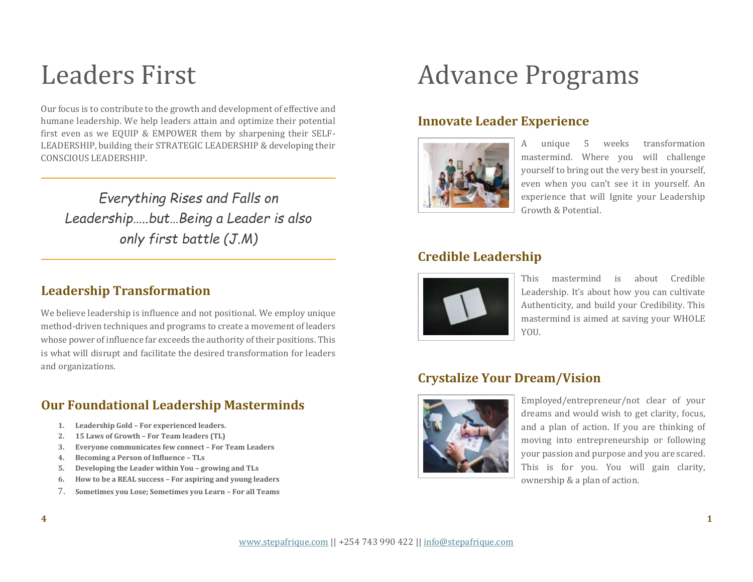# Leaders First

Our focus is to contribute to the growth and development of effective and humane leadership. We help leaders attain and optimize their potential first even as we EQUIP & EMPOWER them by sharpening their SELF-LEADERSHIP, building their STRATEGIC LEADERSHIP & developing their CONSCIOUS LEADERSHIP.

---

*Everything Rises and Falls on Leadership.....but...Being a Leader is also only first battle (J.M)*

---

## Leadership Transformation

We believe leadership is influence and not positional. We employ unique method-driven techniques and programs to create a movement of leaders whose power of influence far exceeds the authority of their positions. This is what will disrupt and facilitate the desired transformation for leaders and organizations.

## Our Foundational Leadership Masterminds

1. **Leadership Gold – For experienced leaders.**
2. **15 Laws of Growth – For Team leaders (TL)**
3. **Everyone communicates few connect – For Team Leaders**
4. **Becoming a Person of Influence – TLs**
5. **Developing the Leader within You – growing and TLs**
6. **How to be a REAL success – For aspiring and young leaders**
7. **Sometimes you Lose; Sometimes you Learn – For all Teams**

# Advance Programs

## Innovate Leader Experience

A unique 5 weeks transformation mastermind. Where you will challenge yourself to bring out the very best in yourself, even when you can't see it in yourself. An experience that will Ignite your Leadership Growth & Potential.

## Credible Leadership

This mastermind is about Credible Leadership. It's about how you can cultivate Authenticity, and build your Credibility. This mastermind is aimed at saving your WHOLE YOU.

## Crystalize Your Dream/Vision

Employed/entrepreneur/not clear of your dreams and would wish to get clarity, focus, and a plan of action. If you are thinking of moving into entrepreneurship or following your passion and purpose and you are scared. This is for you. You will gain clarity, ownership & a plan of action.

www.stepafrique.com || +254 743 990 422 || info@stepafrique.com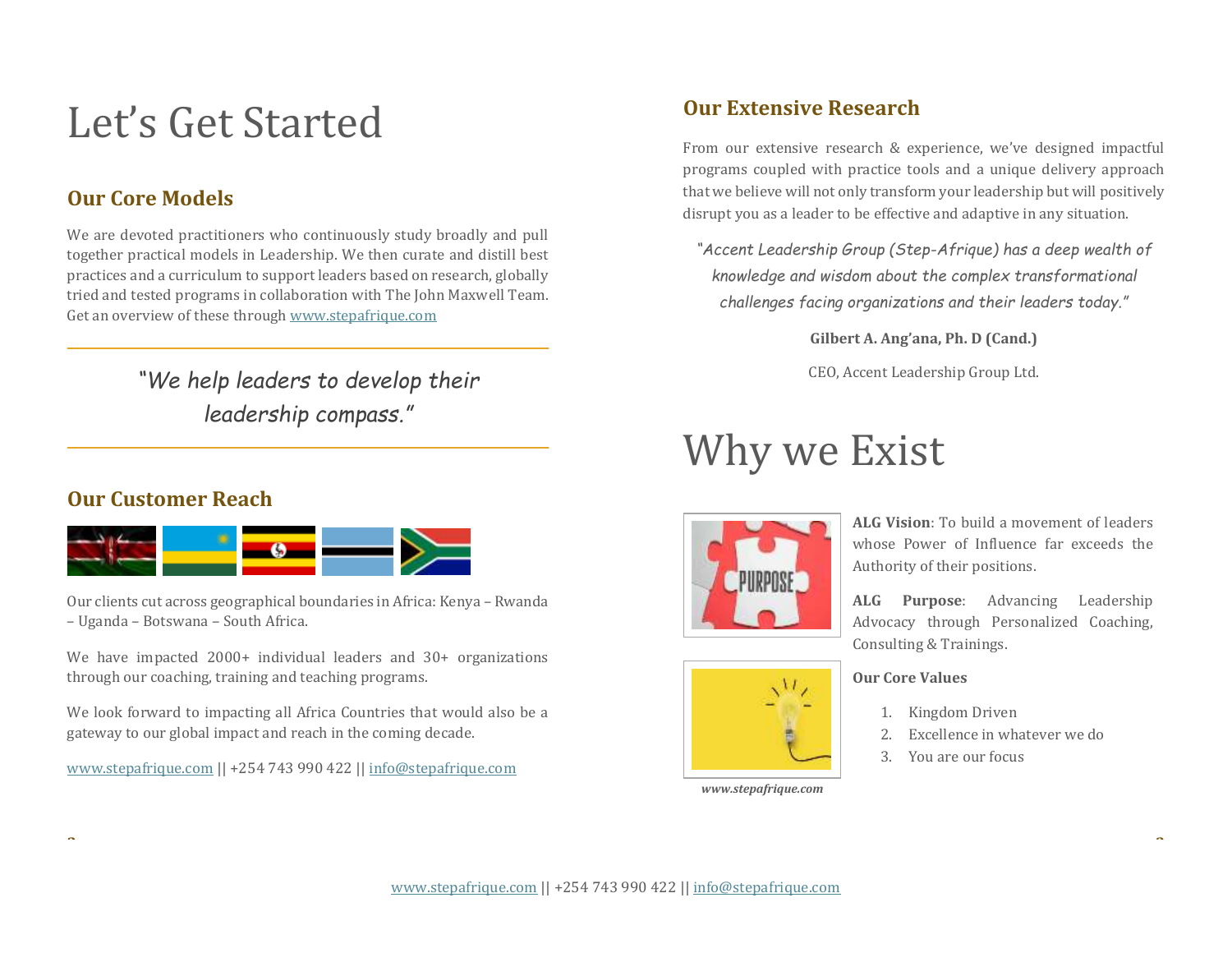# Let's Get Started

## Our Core Models

We are devoted practitioners who continuously study broadly and pull together practical models in Leadership. We then curate and distill best practices and a curriculum to support leaders based on research, globally tried and tested programs in collaboration with The John Maxwell Team. Get an overview of these through www.stepafrique.com

---

*"We help leaders to develop their leadership compass."*

---

## Our Customer Reach

Our clients cut across geographical boundaries in Africa: Kenya – Rwanda – Uganda – Botswana – South Africa.

We have impacted 2000+ individual leaders and 30+ organizations through our coaching, training and teaching programs.

We look forward to impacting all Africa Countries that would also be a gateway to our global impact and reach in the coming decade.

www.stepafrique.com || +254 743 990 422 || info@stepafrique.com

## Our Extensive Research

From our extensive research & experience, we've designed impactful programs coupled with practice tools and a unique delivery approach that we believe will not only transform your leadership but will positively disrupt you as a leader to be effective and adaptive in any situation.

*"Accent Leadership Group (Step-Afrique) has a deep wealth of knowledge and wisdom about the complex transformational challenges facing organizations and their leaders today."*

**Gilbert A. Ang'ana, Ph. D (Cand.)**

CEO, Accent Leadership Group Ltd.

# Why we Exist

**ALG Vision**: To build a movement of leaders whose Power of Influence far exceeds the Authority of their positions.

**ALG Purpose**: Advancing Leadership Advocacy through Personalized Coaching, Consulting & Trainings.

**Our Core Values**

1. Kingdom Driven
2. Excellence in whatever we do
3. You are our focus

***www.stepafrique.com***